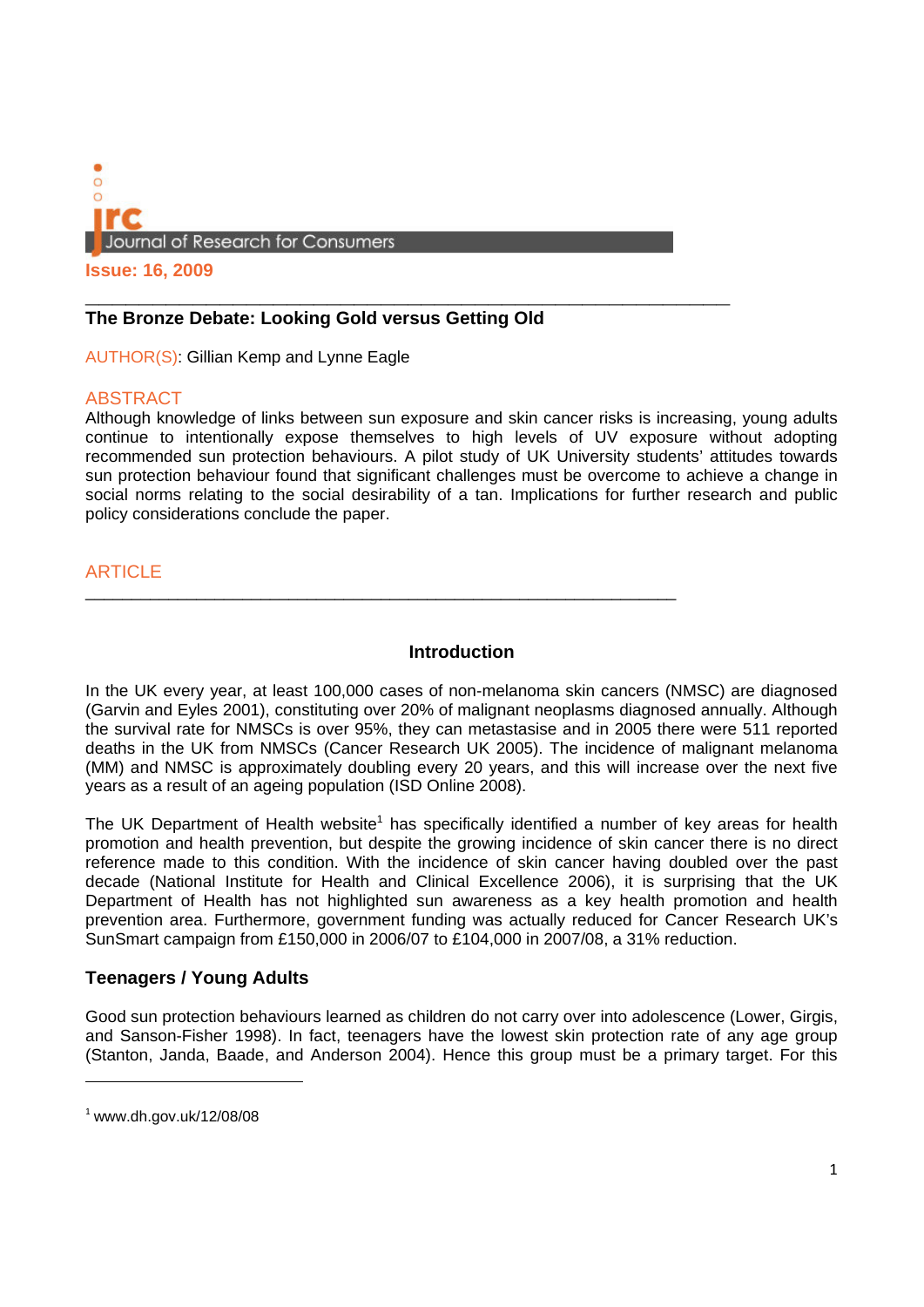# The Bronze Debate: Looking Gold versus Getting Old

AUTHOR(S): Gillian Kemp and Lynne Eagle

## ABSTRACT

Although knowledge of links between sun exposure and skin cancer risks is increasing, young adults continue to intentionally expose themselves to high levels of UV exposure without adopting recommended sun protection behaviours. A pilot study of UK University students' attitudes towards sun protection behaviour found that significant challenges must be overcome to achieve a change in social norms relating to the social desirability of a tan. Implications for further research and public policy considerations conclude the paper.

## ARTICLE

### Introduction

In the UK every year, at least 100,000 cases of non-melanoma skin cancers (NMSC) are diagnosed (Garvin and Eyles 2001), constituting over 20% of malignant neoplasms diagnosed annually. Although the survival rate for NMSCs is over 95%, they can metastasise and in 2005 there were 511 reported deaths in the UK from NMSCs (Cancer Research UK 2005). The incidence of malignant melanoma (MM) and NMSC is approximately doubling every 20 years, and this will increase over the next five years as a result of an ageing population (ISD Online 2008).

The UK Department of Health website[1] has specifically identified a number of key areas for health promotion and health prevention, but despite the growing incidence of skin cancer there is no direct reference made to this condition. With the incidence of skin cancer having doubled over the past decade (National Institute for Health and Clinical Excellence 2006), it is surprising that the UK Department of Health has not highlighted sun awareness as a key health promotion and health prevention area. Furthermore, government funding was actually reduced for Cancer Research UK's SunSmart campaign from £150,000 in 2006/07 to £104,000 in 2007/08, a 31% reduction.

### Teenagers / Young Adults

Good sun protection behaviours learned as children do not carry over into adolescence (Lower, Girgis, and Sanson-Fisher 1998). In fact, teenagers have the lowest skin protection rate of any age group (Stanton, Janda, Baade, and Anderson 2004). Hence this group must be a primary target. For this

[1] www.dh.gov.uk/12/08/08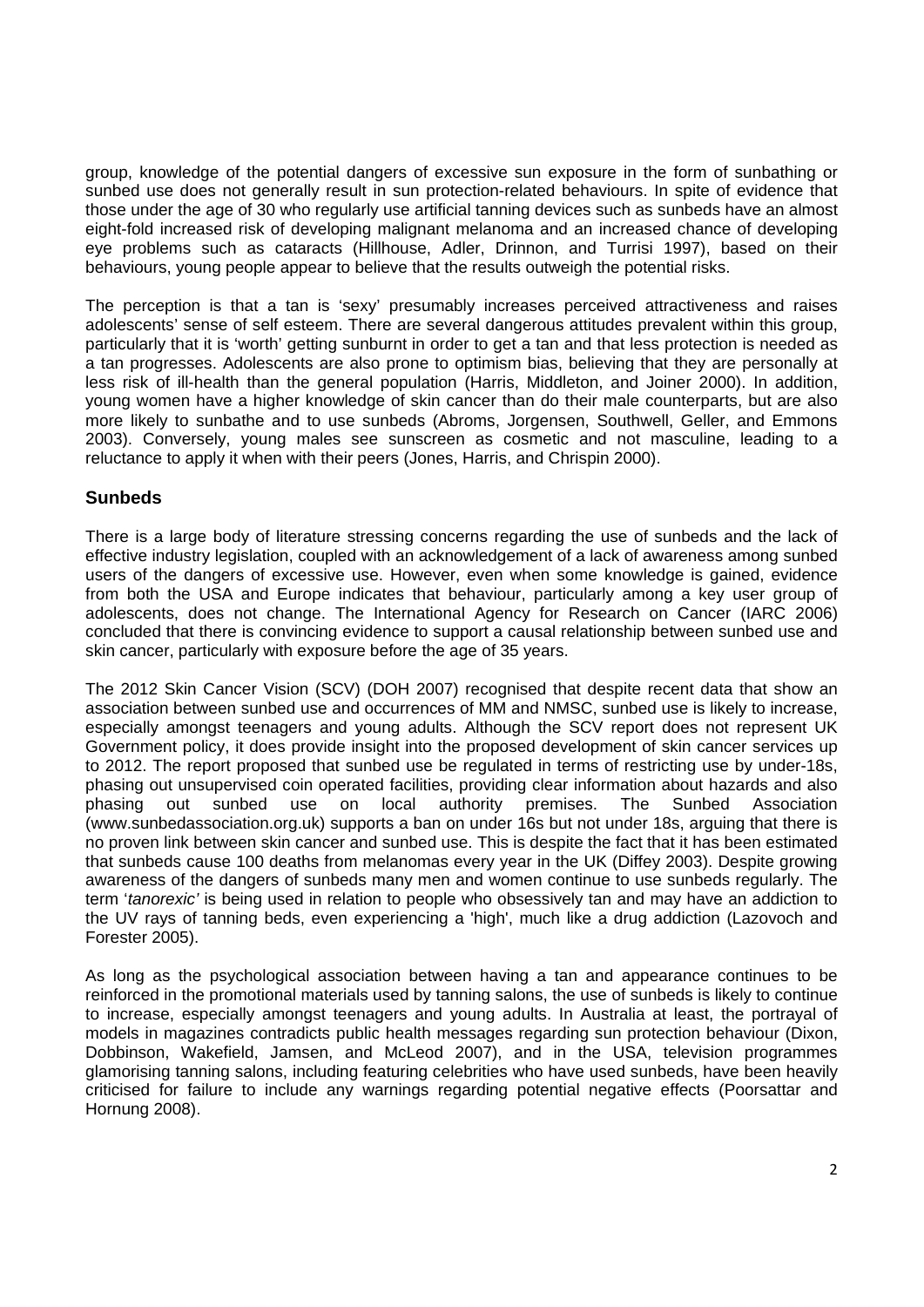group, knowledge of the potential dangers of excessive sun exposure in the form of sunbathing or sunbed use does not generally result in sun protection-related behaviours. In spite of evidence that those under the age of 30 who regularly use artificial tanning devices such as sunbeds have an almost eight-fold increased risk of developing malignant melanoma and an increased chance of developing eye problems such as cataracts (Hillhouse, Adler, Drinnon, and Turrisi 1997), based on their behaviours, young people appear to believe that the results outweigh the potential risks.

The perception is that a tan is 'sexy' presumably increases perceived attractiveness and raises adolescents' sense of self esteem. There are several dangerous attitudes prevalent within this group, particularly that it is 'worth' getting sunburnt in order to get a tan and that less protection is needed as a tan progresses. Adolescents are also prone to optimism bias, believing that they are personally at less risk of ill-health than the general population (Harris, Middleton, and Joiner 2000). In addition, young women have a higher knowledge of skin cancer than do their male counterparts, but are also more likely to sunbathe and to use sunbeds (Abroms, Jorgensen, Southwell, Geller, and Emmons 2003). Conversely, young males see sunscreen as cosmetic and not masculine, leading to a reluctance to apply it when with their peers (Jones, Harris, and Chrispin 2000).

## Sunbeds

There is a large body of literature stressing concerns regarding the use of sunbeds and the lack of effective industry legislation, coupled with an acknowledgement of a lack of awareness among sunbed users of the dangers of excessive use. However, even when some knowledge is gained, evidence from both the USA and Europe indicates that behaviour, particularly among a key user group of adolescents, does not change. The International Agency for Research on Cancer (IARC 2006) concluded that there is convincing evidence to support a causal relationship between sunbed use and skin cancer, particularly with exposure before the age of 35 years.

The 2012 Skin Cancer Vision (SCV) (DOH 2007) recognised that despite recent data that show an association between sunbed use and occurrences of MM and NMSC, sunbed use is likely to increase, especially amongst teenagers and young adults. Although the SCV report does not represent UK Government policy, it does provide insight into the proposed development of skin cancer services up to 2012. The report proposed that sunbed use be regulated in terms of restricting use by under-18s, phasing out unsupervised coin operated facilities, providing clear information about hazards and also phasing out sunbed use on local authority premises. The Sunbed Association (www.sunbedassociation.org.uk) supports a ban on under 16s but not under 18s, arguing that there is no proven link between skin cancer and sunbed use. This is despite the fact that it has been estimated that sunbeds cause 100 deaths from melanomas every year in the UK (Diffey 2003). Despite growing awareness of the dangers of sunbeds many men and women continue to use sunbeds regularly. The term '*tanorexic'* is being used in relation to people who obsessively tan and may have an addiction to the UV rays of tanning beds, even experiencing a 'high', much like a drug addiction (Lazovoch and Forester 2005).

As long as the psychological association between having a tan and appearance continues to be reinforced in the promotional materials used by tanning salons, the use of sunbeds is likely to continue to increase, especially amongst teenagers and young adults. In Australia at least, the portrayal of models in magazines contradicts public health messages regarding sun protection behaviour (Dixon, Dobbinson, Wakefield, Jamsen, and McLeod 2007), and in the USA, television programmes glamorising tanning salons, including featuring celebrities who have used sunbeds, have been heavily criticised for failure to include any warnings regarding potential negative effects (Poorsattar and Hornung 2008).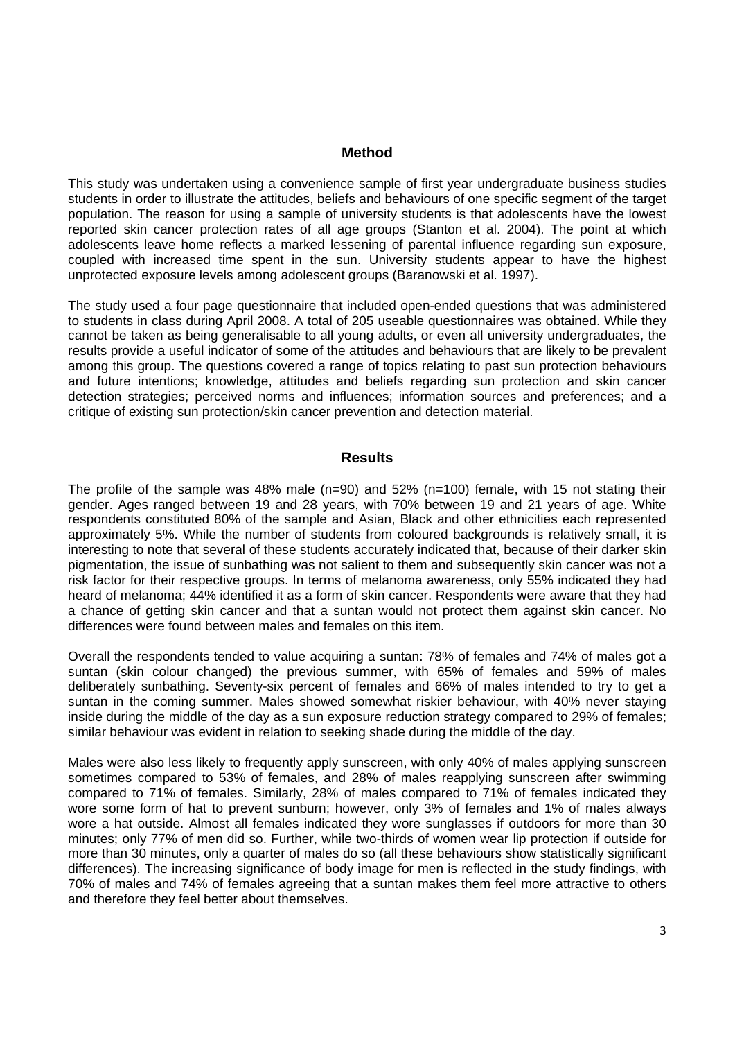## Method

This study was undertaken using a convenience sample of first year undergraduate business studies students in order to illustrate the attitudes, beliefs and behaviours of one specific segment of the target population. The reason for using a sample of university students is that adolescents have the lowest reported skin cancer protection rates of all age groups (Stanton et al. 2004). The point at which adolescents leave home reflects a marked lessening of parental influence regarding sun exposure, coupled with increased time spent in the sun. University students appear to have the highest unprotected exposure levels among adolescent groups (Baranowski et al. 1997).

The study used a four page questionnaire that included open-ended questions that was administered to students in class during April 2008. A total of 205 useable questionnaires was obtained. While they cannot be taken as being generalisable to all young adults, or even all university undergraduates, the results provide a useful indicator of some of the attitudes and behaviours that are likely to be prevalent among this group. The questions covered a range of topics relating to past sun protection behaviours and future intentions; knowledge, attitudes and beliefs regarding sun protection and skin cancer detection strategies; perceived norms and influences; information sources and preferences; and a critique of existing sun protection/skin cancer prevention and detection material.

## Results

The profile of the sample was 48% male (n=90) and 52% (n=100) female, with 15 not stating their gender. Ages ranged between 19 and 28 years, with 70% between 19 and 21 years of age. White respondents constituted 80% of the sample and Asian, Black and other ethnicities each represented approximately 5%. While the number of students from coloured backgrounds is relatively small, it is interesting to note that several of these students accurately indicated that, because of their darker skin pigmentation, the issue of sunbathing was not salient to them and subsequently skin cancer was not a risk factor for their respective groups. In terms of melanoma awareness, only 55% indicated they had heard of melanoma; 44% identified it as a form of skin cancer. Respondents were aware that they had a chance of getting skin cancer and that a suntan would not protect them against skin cancer. No differences were found between males and females on this item.

Overall the respondents tended to value acquiring a suntan: 78% of females and 74% of males got a suntan (skin colour changed) the previous summer, with 65% of females and 59% of males deliberately sunbathing. Seventy-six percent of females and 66% of males intended to try to get a suntan in the coming summer. Males showed somewhat riskier behaviour, with 40% never staying inside during the middle of the day as a sun exposure reduction strategy compared to 29% of females; similar behaviour was evident in relation to seeking shade during the middle of the day.

Males were also less likely to frequently apply sunscreen, with only 40% of males applying sunscreen sometimes compared to 53% of females, and 28% of males reapplying sunscreen after swimming compared to 71% of females. Similarly, 28% of males compared to 71% of females indicated they wore some form of hat to prevent sunburn; however, only 3% of females and 1% of males always wore a hat outside. Almost all females indicated they wore sunglasses if outdoors for more than 30 minutes; only 77% of men did so. Further, while two-thirds of women wear lip protection if outside for more than 30 minutes, only a quarter of males do so (all these behaviours show statistically significant differences). The increasing significance of body image for men is reflected in the study findings, with 70% of males and 74% of females agreeing that a suntan makes them feel more attractive to others and therefore they feel better about themselves.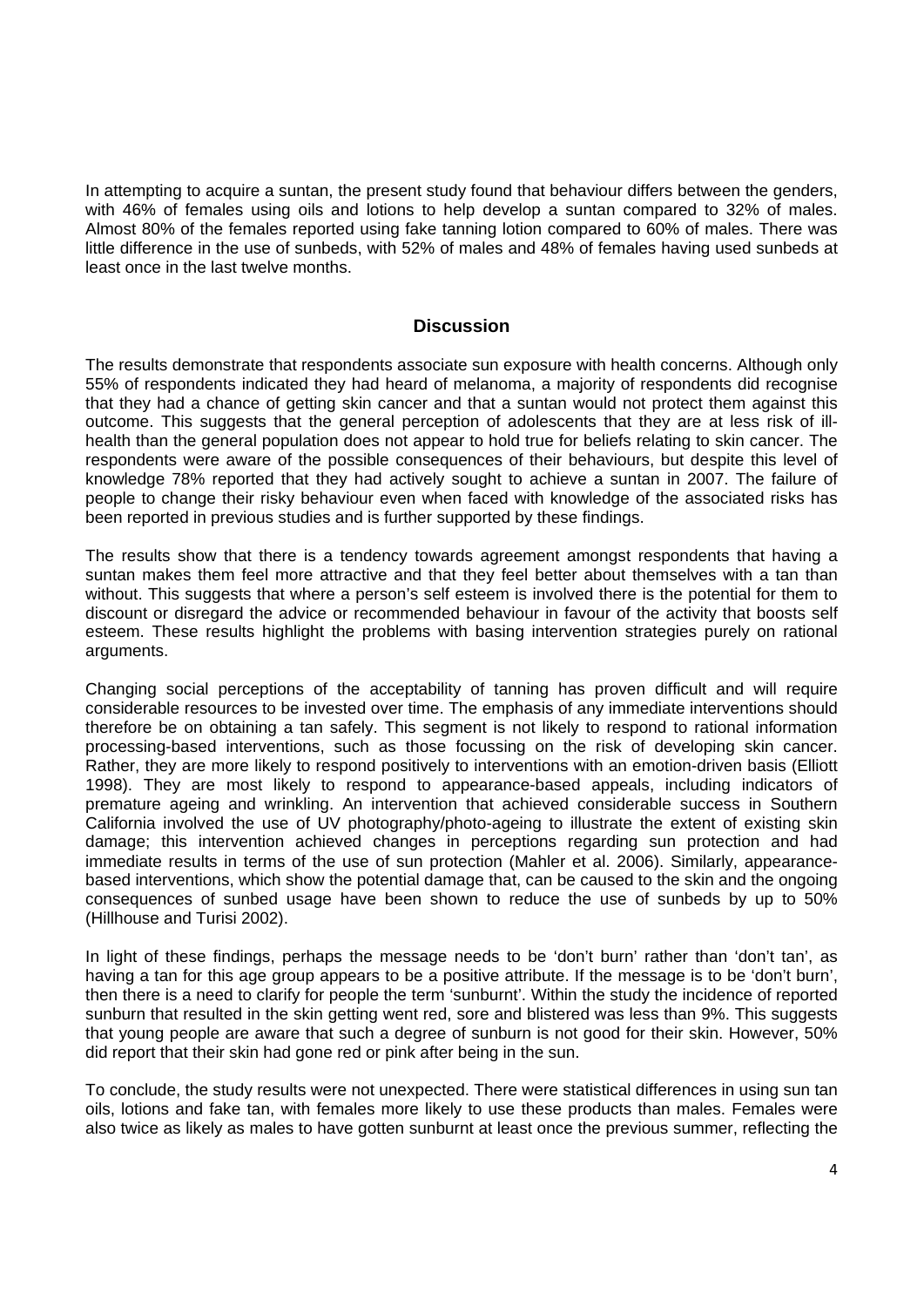In attempting to acquire a suntan, the present study found that behaviour differs between the genders, with 46% of females using oils and lotions to help develop a suntan compared to 32% of males. Almost 80% of the females reported using fake tanning lotion compared to 60% of males. There was little difference in the use of sunbeds, with 52% of males and 48% of females having used sunbeds at least once in the last twelve months.

## Discussion

The results demonstrate that respondents associate sun exposure with health concerns. Although only 55% of respondents indicated they had heard of melanoma, a majority of respondents did recognise that they had a chance of getting skin cancer and that a suntan would not protect them against this outcome. This suggests that the general perception of adolescents that they are at less risk of ill-health than the general population does not appear to hold true for beliefs relating to skin cancer. The respondents were aware of the possible consequences of their behaviours, but despite this level of knowledge 78% reported that they had actively sought to achieve a suntan in 2007. The failure of people to change their risky behaviour even when faced with knowledge of the associated risks has been reported in previous studies and is further supported by these findings.

The results show that there is a tendency towards agreement amongst respondents that having a suntan makes them feel more attractive and that they feel better about themselves with a tan than without. This suggests that where a person's self esteem is involved there is the potential for them to discount or disregard the advice or recommended behaviour in favour of the activity that boosts self esteem. These results highlight the problems with basing intervention strategies purely on rational arguments.

Changing social perceptions of the acceptability of tanning has proven difficult and will require considerable resources to be invested over time. The emphasis of any immediate interventions should therefore be on obtaining a tan safely. This segment is not likely to respond to rational information processing-based interventions, such as those focussing on the risk of developing skin cancer. Rather, they are more likely to respond positively to interventions with an emotion-driven basis (Elliott 1998). They are most likely to respond to appearance-based appeals, including indicators of premature ageing and wrinkling. An intervention that achieved considerable success in Southern California involved the use of UV photography/photo-ageing to illustrate the extent of existing skin damage; this intervention achieved changes in perceptions regarding sun protection and had immediate results in terms of the use of sun protection (Mahler et al. 2006). Similarly, appearance-based interventions, which show the potential damage that, can be caused to the skin and the ongoing consequences of sunbed usage have been shown to reduce the use of sunbeds by up to 50% (Hillhouse and Turisi 2002).

In light of these findings, perhaps the message needs to be 'don't burn' rather than 'don't tan', as having a tan for this age group appears to be a positive attribute. If the message is to be 'don't burn', then there is a need to clarify for people the term 'sunburnt'. Within the study the incidence of reported sunburn that resulted in the skin getting went red, sore and blistered was less than 9%. This suggests that young people are aware that such a degree of sunburn is not good for their skin. However, 50% did report that their skin had gone red or pink after being in the sun.

To conclude, the study results were not unexpected. There were statistical differences in using sun tan oils, lotions and fake tan, with females more likely to use these products than males. Females were also twice as likely as males to have gotten sunburnt at least once the previous summer, reflecting the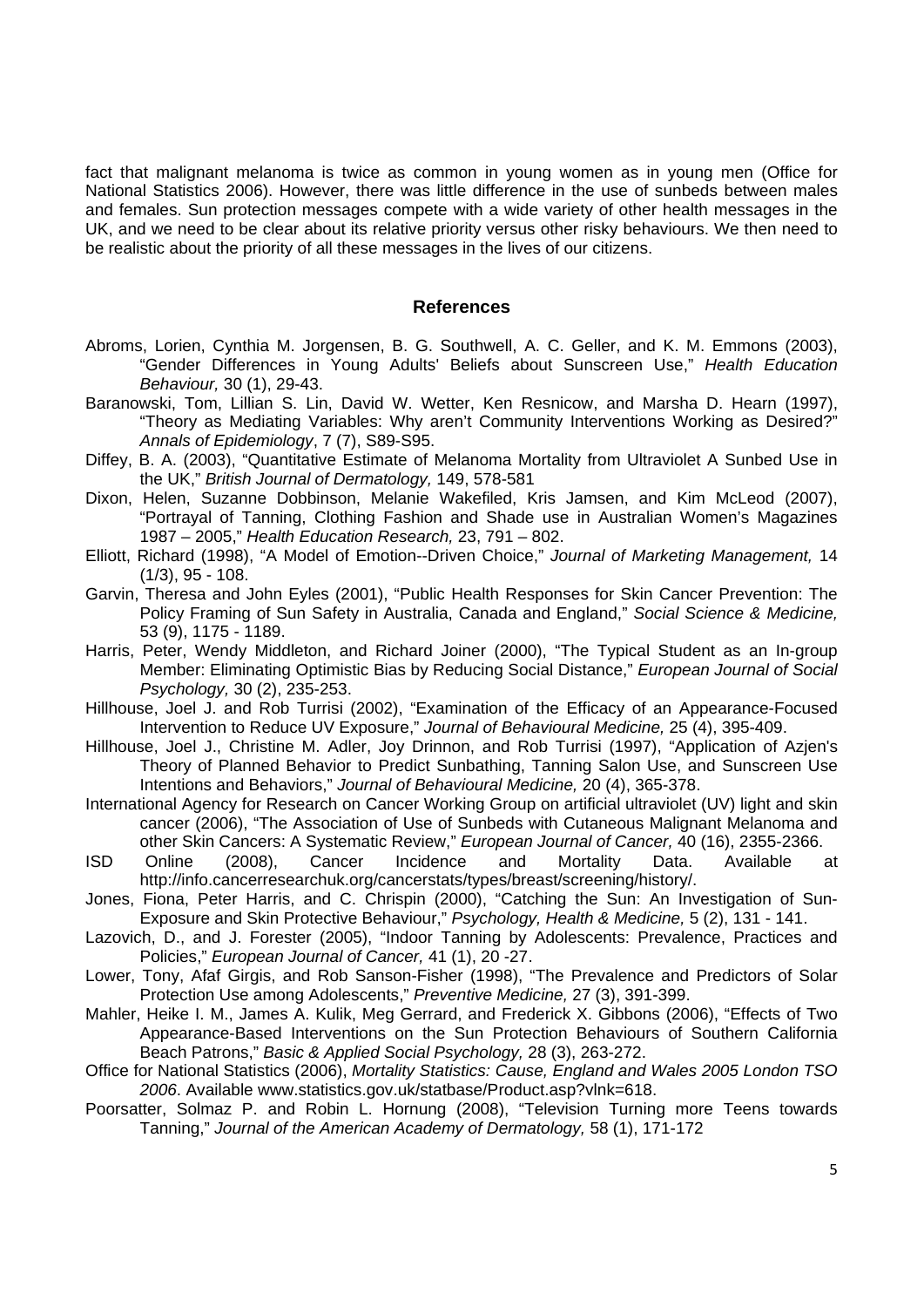fact that malignant melanoma is twice as common in young women as in young men (Office for National Statistics 2006). However, there was little difference in the use of sunbeds between males and females. Sun protection messages compete with a wide variety of other health messages in the UK, and we need to be clear about its relative priority versus other risky behaviours. We then need to be realistic about the priority of all these messages in the lives of our citizens.

## References

Abroms, Lorien, Cynthia M. Jorgensen, B. G. Southwell, A. C. Geller, and K. M. Emmons (2003), "Gender Differences in Young Adults' Beliefs about Sunscreen Use," *Health Education Behaviour,* 30 (1), 29-43.

Baranowski, Tom, Lillian S. Lin, David W. Wetter, Ken Resnicow, and Marsha D. Hearn (1997), "Theory as Mediating Variables: Why aren't Community Interventions Working as Desired?" *Annals of Epidemiology*, 7 (7), S89-S95.

Diffey, B. A. (2003), "Quantitative Estimate of Melanoma Mortality from Ultraviolet A Sunbed Use in the UK," *British Journal of Dermatology,* 149, 578-581

Dixon, Helen, Suzanne Dobbinson, Melanie Wakefiled, Kris Jamsen, and Kim McLeod (2007), "Portrayal of Tanning, Clothing Fashion and Shade use in Australian Women's Magazines 1987 – 2005," *Health Education Research,* 23, 791 – 802.

Elliott, Richard (1998), "A Model of Emotion--Driven Choice," *Journal of Marketing Management,* 14 (1/3), 95 - 108.

Garvin, Theresa and John Eyles (2001), "Public Health Responses for Skin Cancer Prevention: The Policy Framing of Sun Safety in Australia, Canada and England," *Social Science & Medicine,* 53 (9), 1175 - 1189.

Harris, Peter, Wendy Middleton, and Richard Joiner (2000), "The Typical Student as an In-group Member: Eliminating Optimistic Bias by Reducing Social Distance," *European Journal of Social Psychology,* 30 (2), 235-253.

Hillhouse, Joel J. and Rob Turrisi (2002), "Examination of the Efficacy of an Appearance-Focused Intervention to Reduce UV Exposure," *Journal of Behavioural Medicine,* 25 (4), 395-409.

Hillhouse, Joel J., Christine M. Adler, Joy Drinnon, and Rob Turrisi (1997), "Application of Azjen's Theory of Planned Behavior to Predict Sunbathing, Tanning Salon Use, and Sunscreen Use Intentions and Behaviors," *Journal of Behavioural Medicine,* 20 (4), 365-378.

International Agency for Research on Cancer Working Group on artificial ultraviolet (UV) light and skin cancer (2006), "The Association of Use of Sunbeds with Cutaneous Malignant Melanoma and other Skin Cancers: A Systematic Review," *European Journal of Cancer,* 40 (16), 2355-2366.

ISD Online (2008), Cancer Incidence and Mortality Data. Available at http://info.cancerresearchuk.org/cancerstats/types/breast/screening/history/.

Jones, Fiona, Peter Harris, and C. Chrispin (2000), "Catching the Sun: An Investigation of Sun-Exposure and Skin Protective Behaviour," *Psychology, Health & Medicine,* 5 (2), 131 - 141.

Lazovich, D., and J. Forester (2005), "Indoor Tanning by Adolescents: Prevalence, Practices and Policies," *European Journal of Cancer,* 41 (1), 20 -27.

Lower, Tony, Afaf Girgis, and Rob Sanson-Fisher (1998), "The Prevalence and Predictors of Solar Protection Use among Adolescents," *Preventive Medicine,* 27 (3), 391-399.

Mahler, Heike I. M., James A. Kulik, Meg Gerrard, and Frederick X. Gibbons (2006), "Effects of Two Appearance-Based Interventions on the Sun Protection Behaviours of Southern California Beach Patrons," *Basic & Applied Social Psychology,* 28 (3), 263-272.

Office for National Statistics (2006), *Mortality Statistics: Cause, England and Wales 2005 London TSO 2006*. Available www.statistics.gov.uk/statbase/Product.asp?vlnk=618.

Poorsatter, Solmaz P. and Robin L. Hornung (2008), "Television Turning more Teens towards Tanning," *Journal of the American Academy of Dermatology,* 58 (1), 171-172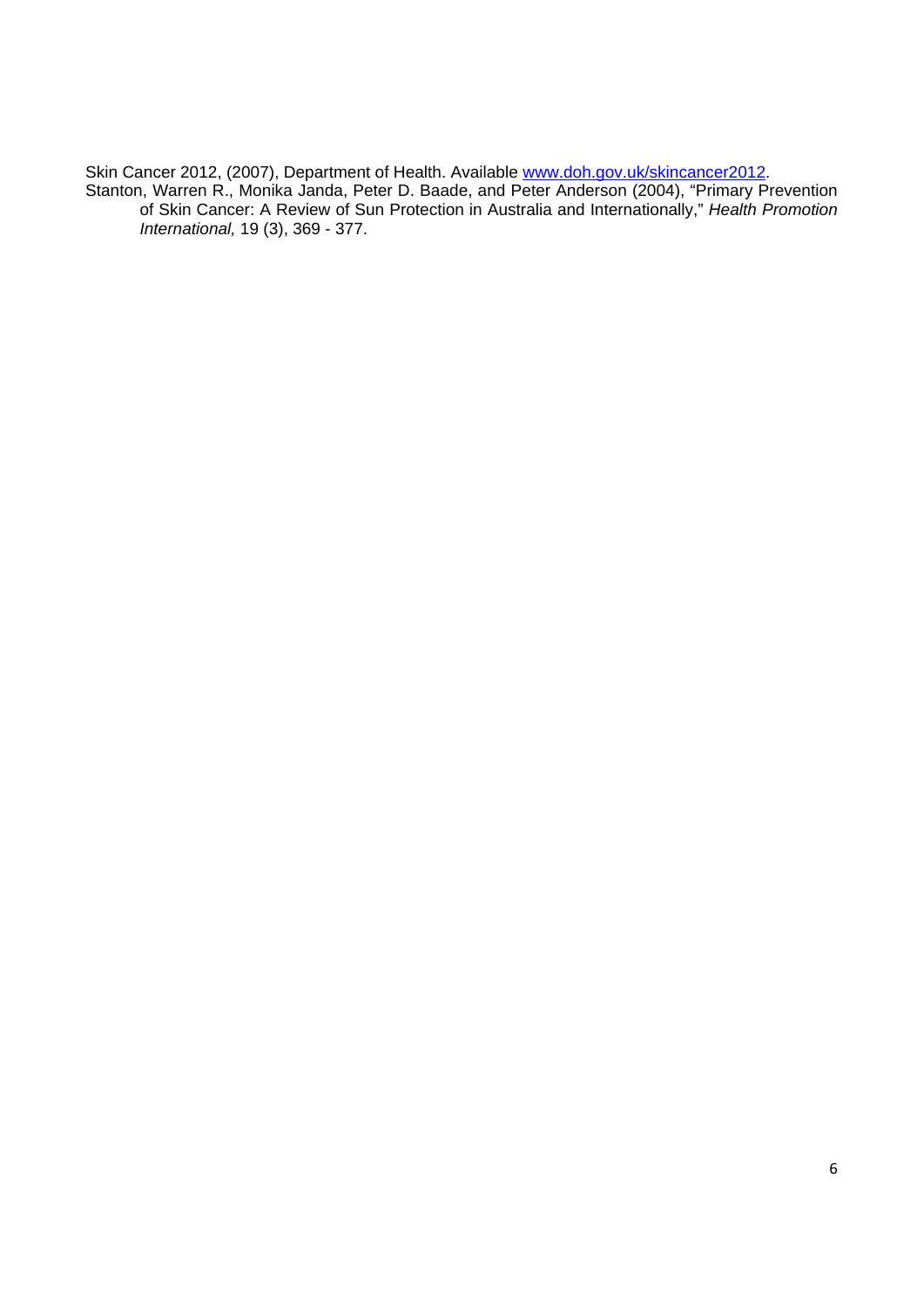Skin Cancer 2012, (2007), Department of Health. Available www.doh.gov.uk/skincancer2012.

Stanton, Warren R., Monika Janda, Peter D. Baade, and Peter Anderson (2004), "Primary Prevention of Skin Cancer: A Review of Sun Protection in Australia and Internationally," *Health Promotion International,* 19 (3), 369 - 377.